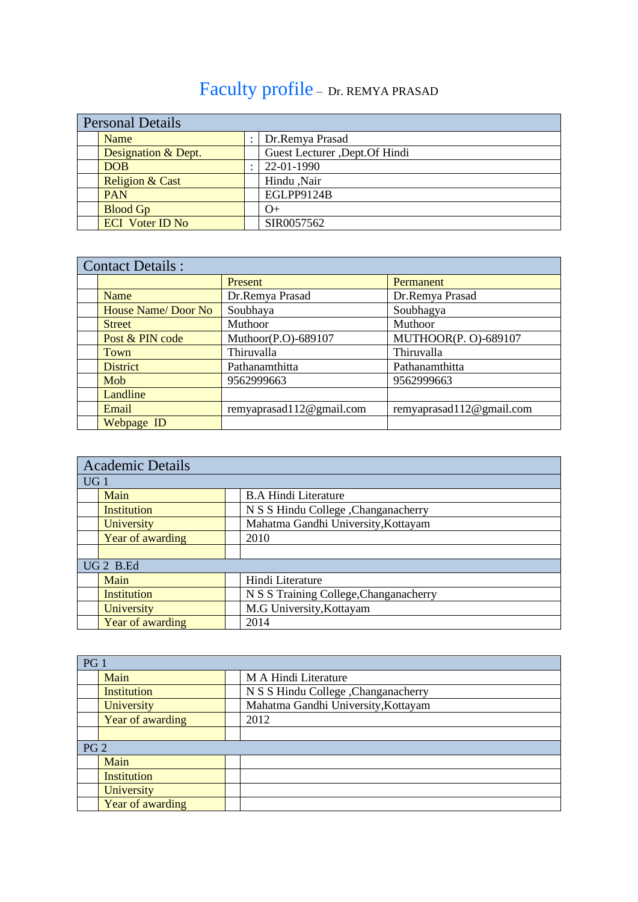# Faculty profile – Dr. REMYA PRASAD

| Personal Details | | | |
|---|---|---|---|
| | Name | : | Dr.Remya Prasad |
| | Designation & Dept. | | Guest Lecturer ,Dept.Of Hindi |
| | DOB | : | 22-01-1990 |
| | Religion & Cast | | Hindu ,Nair |
| | PAN | | EGLPP9124B |
| | Blood Gp | | O+ |
| | ECI Voter ID No | | SIR0057562 |

| Contact Details : | | | |
|---|---|---|---|
| | | Present | Permanent |
| | Name | Dr.Remya Prasad | Dr.Remya Prasad |
| | House Name/ Door No | Soubhaya | Soubhagya |
| | Street | Muthoor | Muthoor |
| | Post & PIN code | Muthoor(P.O)-689107 | MUTHOOR(P. O)-689107 |
| | Town | Thiruvalla | Thiruvalla |
| | District | Pathanamthitta | Pathanamthitta |
| | Mob | 9562999663 | 9562999663 |
| | Landline | | |
| | Email | remyaprasad112@gmail.com | remyaprasad112@gmail.com |
| | Webpage ID | | |

| Academic Details | | | |
|---|---|---|---|
| UG 1 | | | |
| | Main | | B.A Hindi Literature |
| | Institution | | N S S Hindu College ,Changanacherry |
| | University | | Mahatma Gandhi University,Kottayam |
| | Year of awarding | | 2010 |
| | | | |
| UG 2 B.Ed | | | |
| | Main | | Hindi Literature |
| | Institution | | N S S Training College,Changanacherry |
| | University | | M.G University,Kottayam |
| | Year of awarding | | 2014 |

| PG 1 | | | |
|---|---|---|---|
| | Main | | M A Hindi Literature |
| | Institution | | N S S Hindu College ,Changanacherry |
| | University | | Mahatma Gandhi University,Kottayam |
| | Year of awarding | | 2012 |
| | | | |
| PG 2 | | | |
| | Main | | |
| | Institution | | |
| | University | | |
| | Year of awarding | | |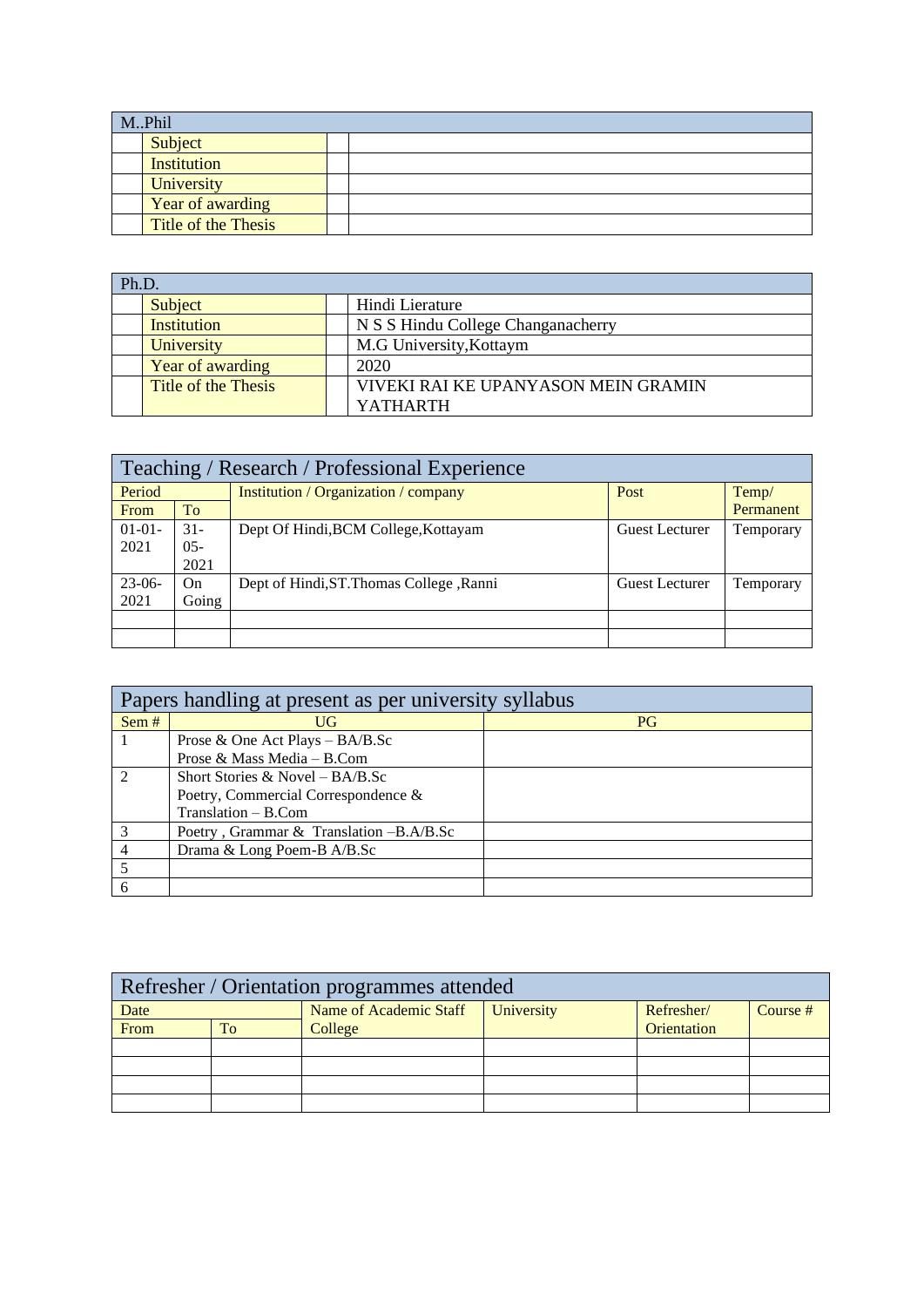| M..Phil | | | |
|---|---|---|---|
| | Subject | | |
| | Institution | | |
| | University | | |
| | Year of awarding | | |
| | Title of the Thesis | | |

| Ph.D. | | | |
|---|---|---|---|
| | Subject | | Hindi Lierature |
| | Institution | | N S S Hindu College Changanacherry |
| | University | | M.G University,Kottaym |
| | Year of awarding | | 2020 |
| | Title of the Thesis | | VIVEKI RAI KE UPANYASON MEIN GRAMIN YATHARTH |

| Teaching / Research / Professional Experience | | | | |
|---|---|---|---|---|
| Period | | Institution / Organization / company | Post | Temp/ Permanent |
| From | To | | | |
| 01-01-2021 | 31-05-2021 | Dept Of Hindi,BCM College,Kottayam | Guest Lecturer | Temporary |
| 23-06-2021 | On Going | Dept of Hindi,ST.Thomas College ,Ranni | Guest Lecturer | Temporary |
| | | | | |
| | | | | |

| Papers handling at present as per university syllabus | | |
|---|---|---|
| Sem # | UG | PG |
| 1 | Prose & One Act Plays – BA/B.Sc<br>Prose & Mass Media – B.Com | |
| 2 | Short Stories & Novel – BA/B.Sc<br>Poetry, Commercial Correspondence & Translation – B.Com | |
| 3 | Poetry , Grammar & Translation –B.A/B.Sc | |
| 4 | Drama & Long Poem-B A/B.Sc | |
| 5 | | |
| 6 | | |

| Refresher / Orientation programmes attended | | | | | |
|---|---|---|---|---|---|
| Date | | Name of Academic Staff College | University | Refresher/ Orientation | Course # |
| From | To | | | | |
| | | | | | |
| | | | | | |
| | | | | | |
| | | | | | |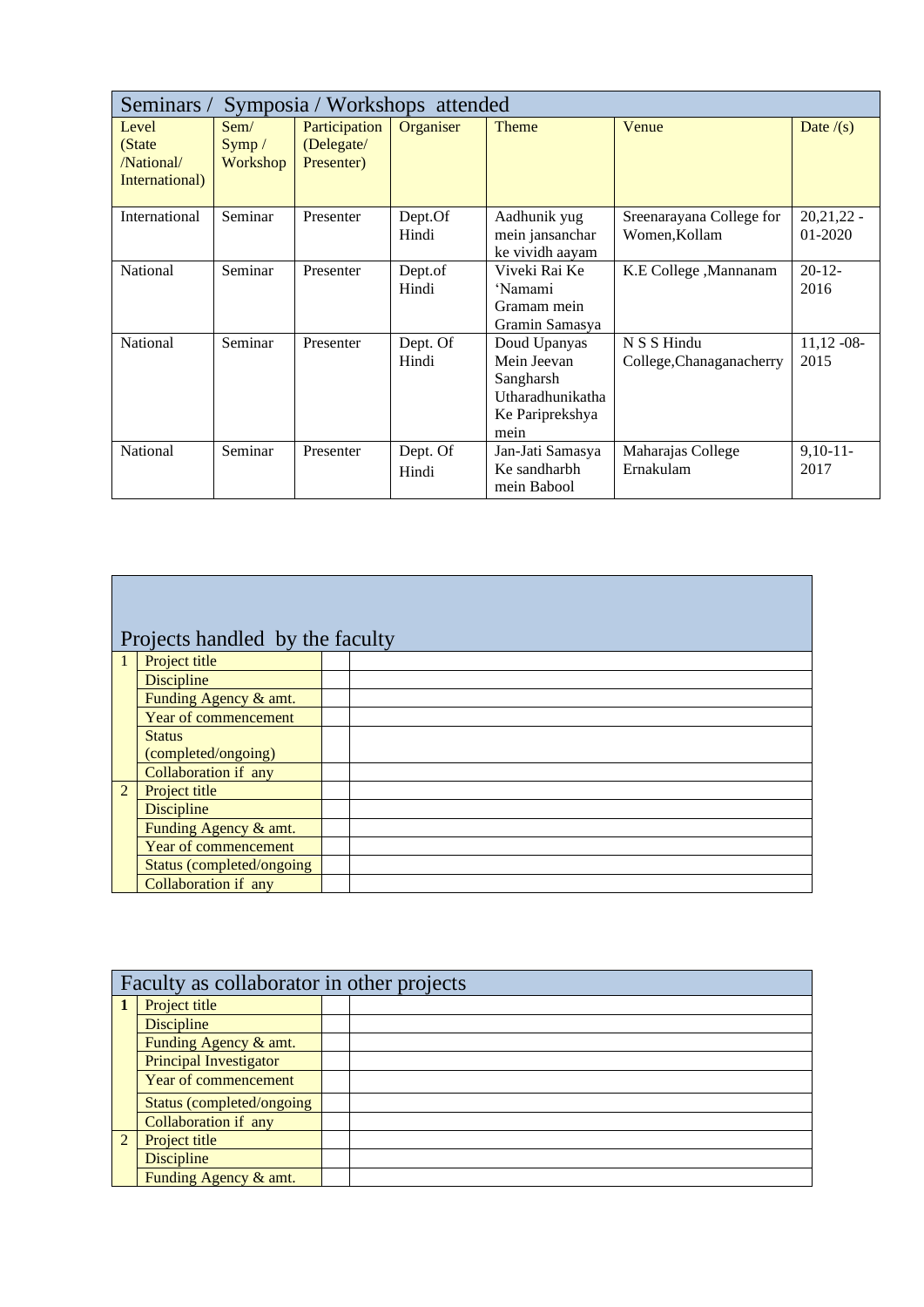## Seminars / Symposia / Workshops attended

| Level (State /National/ International) | Sem/ Symp / Workshop | Participation (Delegate/ Presenter) | Organiser | Theme | Venue | Date /(s) |
|---|---|---|---|---|---|---|
| International | Seminar | Presenter | Dept.Of Hindi | Aadhunik yug mein jansanchar ke vividh aayam | Sreenarayana College for Women,Kollam | 20,21,22 - 01-2020 |
| National | Seminar | Presenter | Dept.of Hindi | Viveki Rai Ke 'Namami Gramam mein Gramin Samasya | K.E College ,Mannanam | 20-12-2016 |
| National | Seminar | Presenter | Dept. Of Hindi | Doud Upanyas Mein Jeevan Sangharsh Utharadhunikatha Ke Pariprekshya mein | N S S Hindu College,Chanaganacherry | 11,12 -08-2015 |
| National | Seminar | Presenter | Dept. Of Hindi | Jan-Jati Samasya Ke sandharbh mein Babool | Maharajas College Ernakulam | 9,10-11-2017 |

## Projects handled by the faculty

| | | | |
|---|---|---|---|
| 1 | Project title | | |
| | Discipline | | |
| | Funding Agency & amt. | | |
| | Year of commencement | | |
| | Status (completed/ongoing) | | |
| | Collaboration if any | | |
| 2 | Project title | | |
| | Discipline | | |
| | Funding Agency & amt. | | |
| | Year of commencement | | |
| | Status (completed/ongoing | | |
| | Collaboration if any | | |

## Faculty as collaborator in other projects

| | | | |
|---|---|---|---|
| **1** | Project title | | |
| | Discipline | | |
| | Funding Agency & amt. | | |
| | Principal Investigator | | |
| | Year of commencement | | |
| | Status (completed/ongoing | | |
| | Collaboration if any | | |
| 2 | Project title | | |
| | Discipline | | |
| | Funding Agency & amt. | | |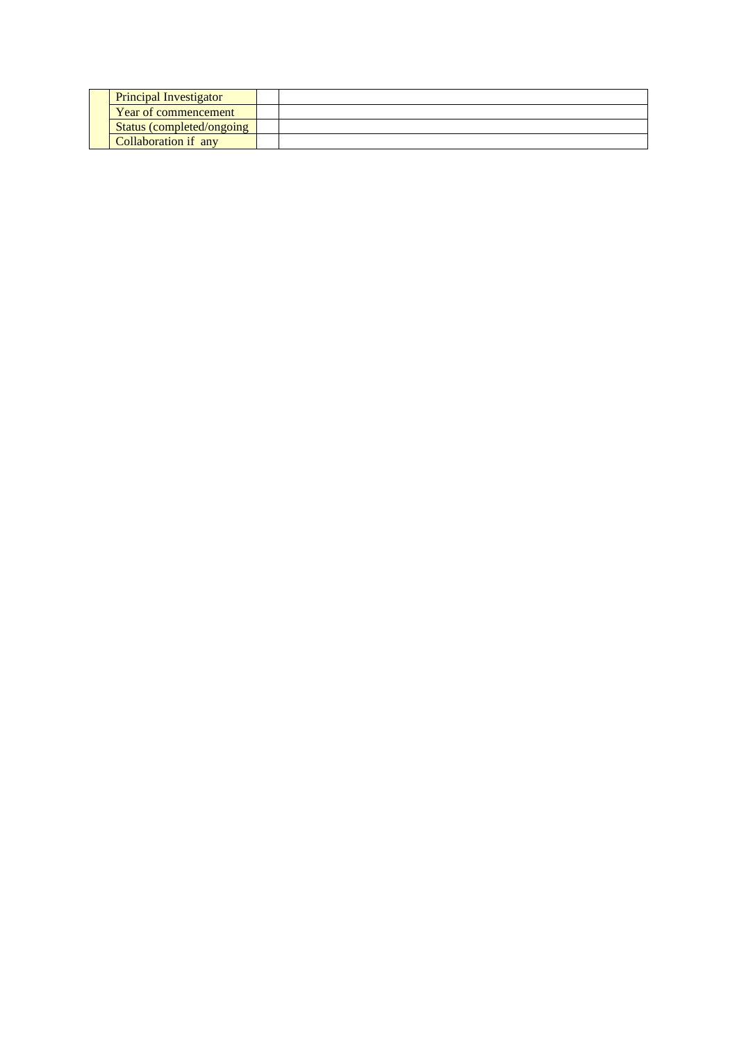| | | | |
|---|---|---|---|
| | Principal Investigator | | |
| | Year of commencement | | |
| | Status (completed/ongoing | | |
| | Collaboration if any | | |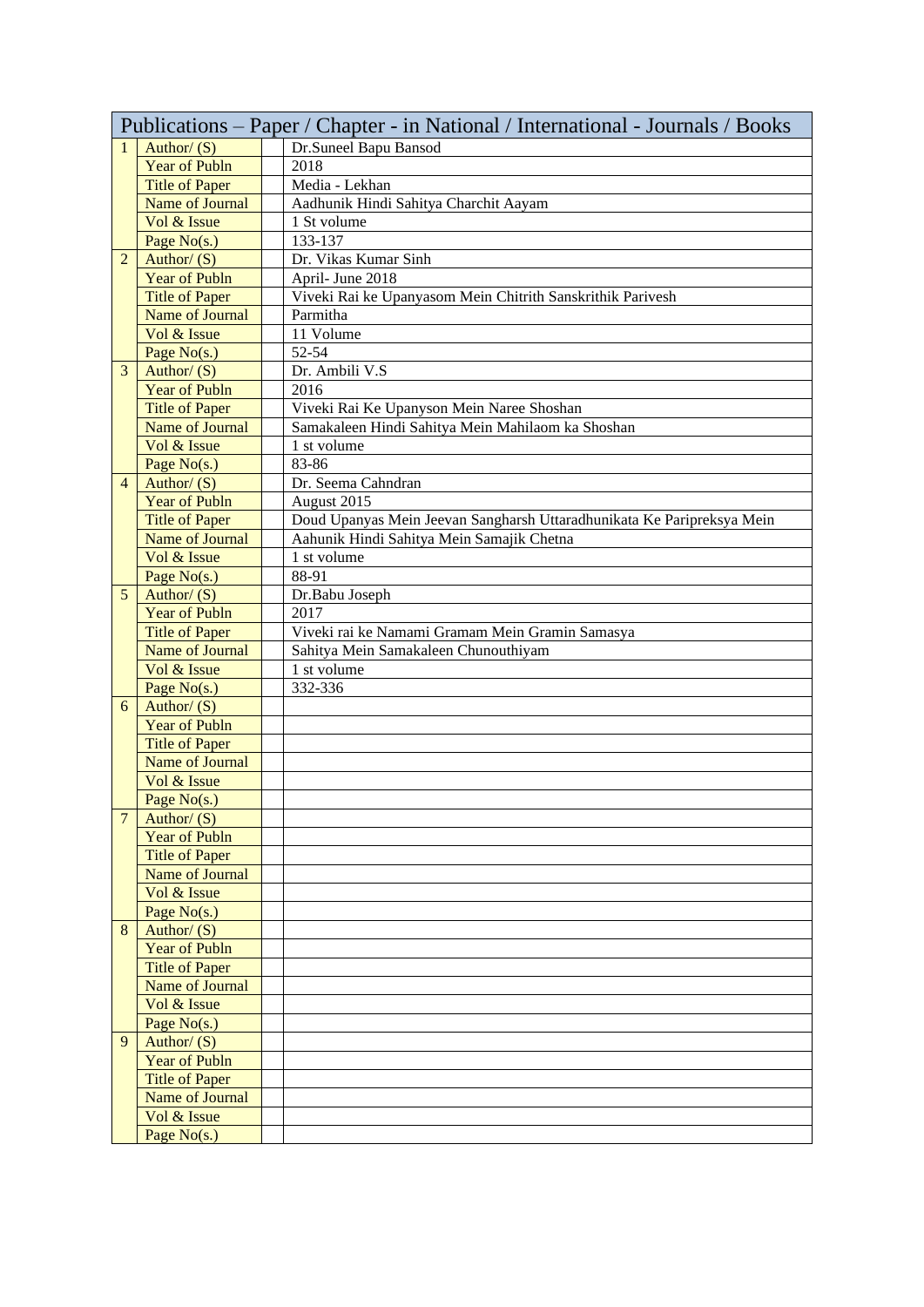| Publications – Paper / Chapter - in National / International - Journals / Books | | | |
|---|---|---|---|
| 1 | Author/ (S) | | Dr.Suneel Bapu Bansod |
| | Year of Publn | | 2018 |
| | Title of Paper | | Media - Lekhan |
| | Name of Journal | | Aadhunik Hindi Sahitya Charchit Aayam |
| | Vol & Issue | | 1 St volume |
| | Page No(s.) | | 133-137 |
| 2 | Author/ (S) | | Dr. Vikas Kumar Sinh |
| | Year of Publn | | April- June 2018 |
| | Title of Paper | | Viveki Rai ke Upanyasom Mein Chitrith Sanskrithik Parivesh |
| | Name of Journal | | Parmitha |
| | Vol & Issue | | 11 Volume |
| | Page No(s.) | | 52-54 |
| 3 | Author/ (S) | | Dr. Ambili V.S |
| | Year of Publn | | 2016 |
| | Title of Paper | | Viveki Rai Ke Upanyson Mein Naree Shoshan |
| | Name of Journal | | Samakaleen Hindi Sahitya Mein Mahilaom ka Shoshan |
| | Vol & Issue | | 1 st volume |
| | Page No(s.) | | 83-86 |
| 4 | Author/ (S) | | Dr. Seema Cahndran |
| | Year of Publn | | August 2015 |
| | Title of Paper | | Doud Upanyas Mein Jeevan Sangharsh Uttaradhunikata Ke Paripreksya Mein |
| | Name of Journal | | Aahunik Hindi Sahitya Mein Samajik Chetna |
| | Vol & Issue | | 1 st volume |
| | Page No(s.) | | 88-91 |
| 5 | Author/ (S) | | Dr.Babu Joseph |
| | Year of Publn | | 2017 |
| | Title of Paper | | Viveki rai ke Namami Gramam Mein Gramin Samasya |
| | Name of Journal | | Sahitya Mein Samakaleen Chunouthiyam |
| | Vol & Issue | | 1 st volume |
| | Page No(s.) | | 332-336 |
| 6 | Author/ (S) | | |
| | Year of Publn | | |
| | Title of Paper | | |
| | Name of Journal | | |
| | Vol & Issue | | |
| | Page No(s.) | | |
| 7 | Author/ (S) | | |
| | Year of Publn | | |
| | Title of Paper | | |
| | Name of Journal | | |
| | Vol & Issue | | |
| | Page No(s.) | | |
| 8 | Author/ (S) | | |
| | Year of Publn | | |
| | Title of Paper | | |
| | Name of Journal | | |
| | Vol & Issue | | |
| | Page No(s.) | | |
| 9 | Author/ (S) | | |
| | Year of Publn | | |
| | Title of Paper | | |
| | Name of Journal | | |
| | Vol & Issue | | |
| | Page No(s.) | | |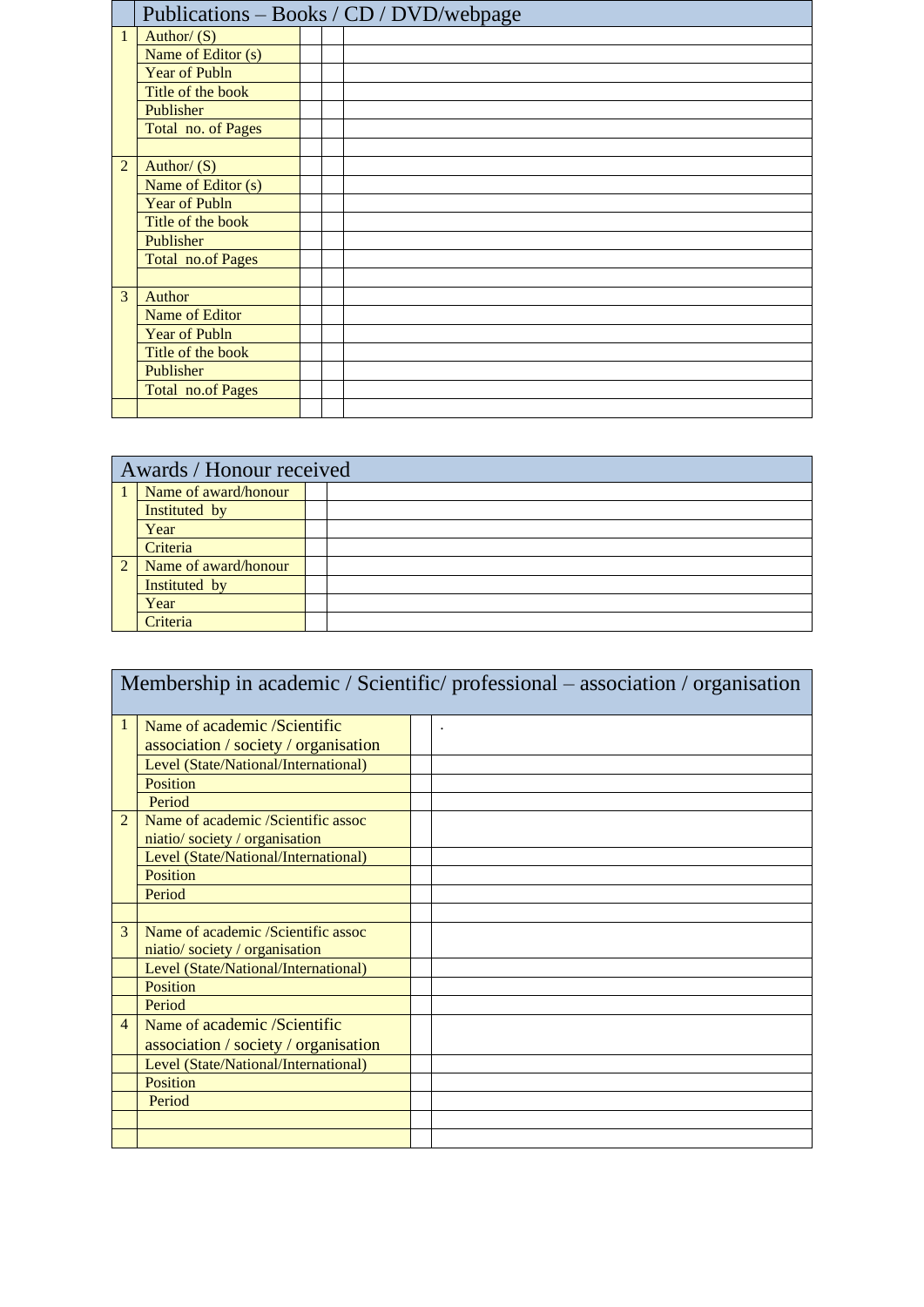| | Publications – Books / CD / DVD/webpage | | | |
|---|---|---|---|---|
| 1 | Author/ (S) | | | |
| | Name of Editor (s) | | | |
| | Year of Publn | | | |
| | Title of the book | | | |
| | Publisher | | | |
| | Total no. of Pages | | | |
| | | | | |
| 2 | Author/ (S) | | | |
| | Name of Editor (s) | | | |
| | Year of Publn | | | |
| | Title of the book | | | |
| | Publisher | | | |
| | Total no.of Pages | | | |
| | | | | |
| 3 | Author | | | |
| | Name of Editor | | | |
| | Year of Publn | | | |
| | Title of the book | | | |
| | Publisher | | | |
| | Total no.of Pages | | | |
| | | | | |

| Awards / Honour received | | | |
|---|---|---|---|
| 1 | Name of award/honour | | |
| | Instituted by | | |
| | Year | | |
| | Criteria | | |
| 2 | Name of award/honour | | |
| | Instituted by | | |
| | Year | | |
| | Criteria | | |

| Membership in academic / Scientific/ professional – association / organisation | | | |
|---|---|---|---|
| 1 | Name of academic /Scientific association / society / organisation | | . |
| | Level (State/National/International) | | |
| | Position | | |
| | Period | | |
| 2 | Name of academic /Scientific assoc niatio/ society / organisation | | |
| | Level (State/National/International) | | |
| | Position | | |
| | Period | | |
| | | | |
| 3 | Name of academic /Scientific assoc niatio/ society / organisation | | |
| | Level (State/National/International) | | |
| | Position | | |
| | Period | | |
| 4 | Name of academic /Scientific association / society / organisation | | |
| | Level (State/National/International) | | |
| | Position | | |
| | Period | | |
| | | | |
| | | | |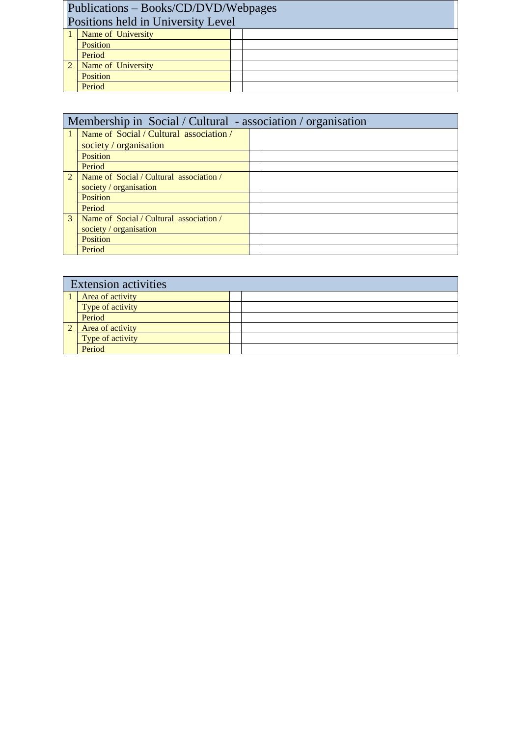## Publications – Books/CD/DVD/Webpages

## Positions held in University Level

| | | | |
|---|---|---|---|
| 1 | Name of University | | |
| | Position | | |
| | Period | | |
| 2 | Name of University | | |
| | Position | | |
| | Period | | |

## Membership in Social / Cultural - association / organisation

| | | | |
|---|---|---|---|
| 1 | Name of Social / Cultural association / society / organisation | | |
| | Position | | |
| | Period | | |
| 2 | Name of Social / Cultural association / society / organisation | | |
| | Position | | |
| | Period | | |
| 3 | Name of Social / Cultural association / society / organisation | | |
| | Position | | |
| | Period | | |

## Extension activities

| | | | |
|---|---|---|---|
| 1 | Area of activity | | |
| | Type of activity | | |
| | Period | | |
| 2 | Area of activity | | |
| | Type of activity | | |
| | Period | | |